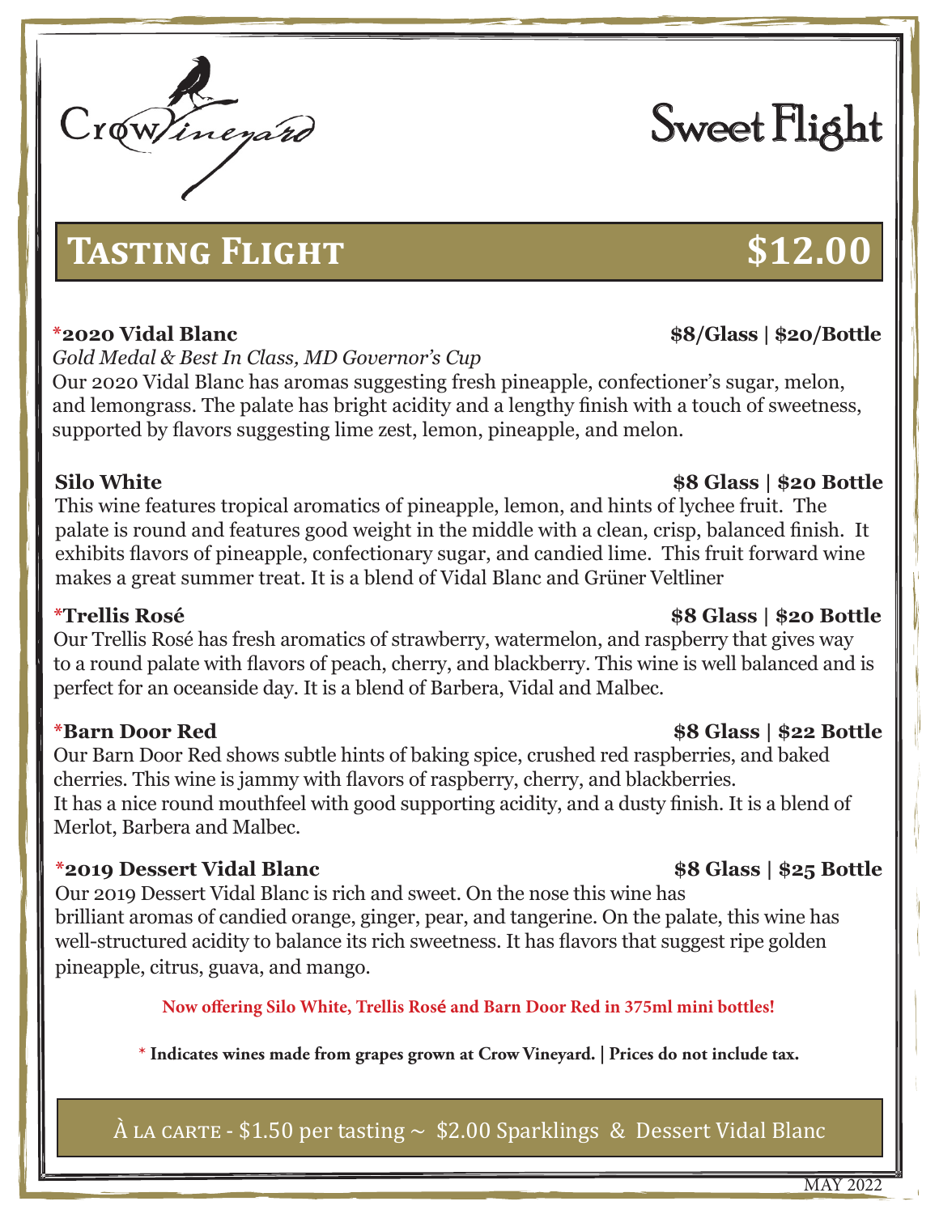Crow Vineyard

# Sweet Flight

## Tasting Flight $12.00

**\*2020 Vidal Blanc** **$8/Glass | $20/Bottle**

*Gold Medal & Best In Class, MD Governor's Cup*

Our 2020 Vidal Blanc has aromas suggesting fresh pineapple, confectioner's sugar, melon, and lemongrass. The palate has bright acidity and a lengthy finish with a touch of sweetness, supported by flavors suggesting lime zest, lemon, pineapple, and melon.

**Silo White** **$8 Glass | $20 Bottle**

This wine features tropical aromatics of pineapple, lemon, and hints of lychee fruit. The palate is round and features good weight in the middle with a clean, crisp, balanced finish. It exhibits flavors of pineapple, confectionary sugar, and candied lime. This fruit forward wine makes a great summer treat. It is a blend of Vidal Blanc and Grüner Veltliner

**\*Trellis Rosé** **$8 Glass | $20 Bottle**

Our Trellis Rosé has fresh aromatics of strawberry, watermelon, and raspberry that gives way to a round palate with flavors of peach, cherry, and blackberry. This wine is well balanced and is perfect for an oceanside day. It is a blend of Barbera, Vidal and Malbec.

**\*Barn Door Red** **$8 Glass | $22 Bottle**

Our Barn Door Red shows subtle hints of baking spice, crushed red raspberries, and baked cherries. This wine is jammy with flavors of raspberry, cherry, and blackberries. It has a nice round mouthfeel with good supporting acidity, and a dusty finish. It is a blend of Merlot, Barbera and Malbec.

**\*2019 Dessert Vidal Blanc** **$8 Glass | $25 Bottle**

Our 2019 Dessert Vidal Blanc is rich and sweet. On the nose this wine has brilliant aromas of candied orange, ginger, pear, and tangerine. On the palate, this wine has well-structured acidity to balance its rich sweetness. It has flavors that suggest ripe golden pineapple, citrus, guava, and mango.

**Now offering Silo White, Trellis Rosé and Barn Door Red in 375ml mini bottles!**

**\* Indicates wines made from grapes grown at Crow Vineyard. | Prices do not include tax.**

À LA CARTE - $1.50 per tasting ~ $2.00 Sparklings & Dessert Vidal Blanc

MAY 2022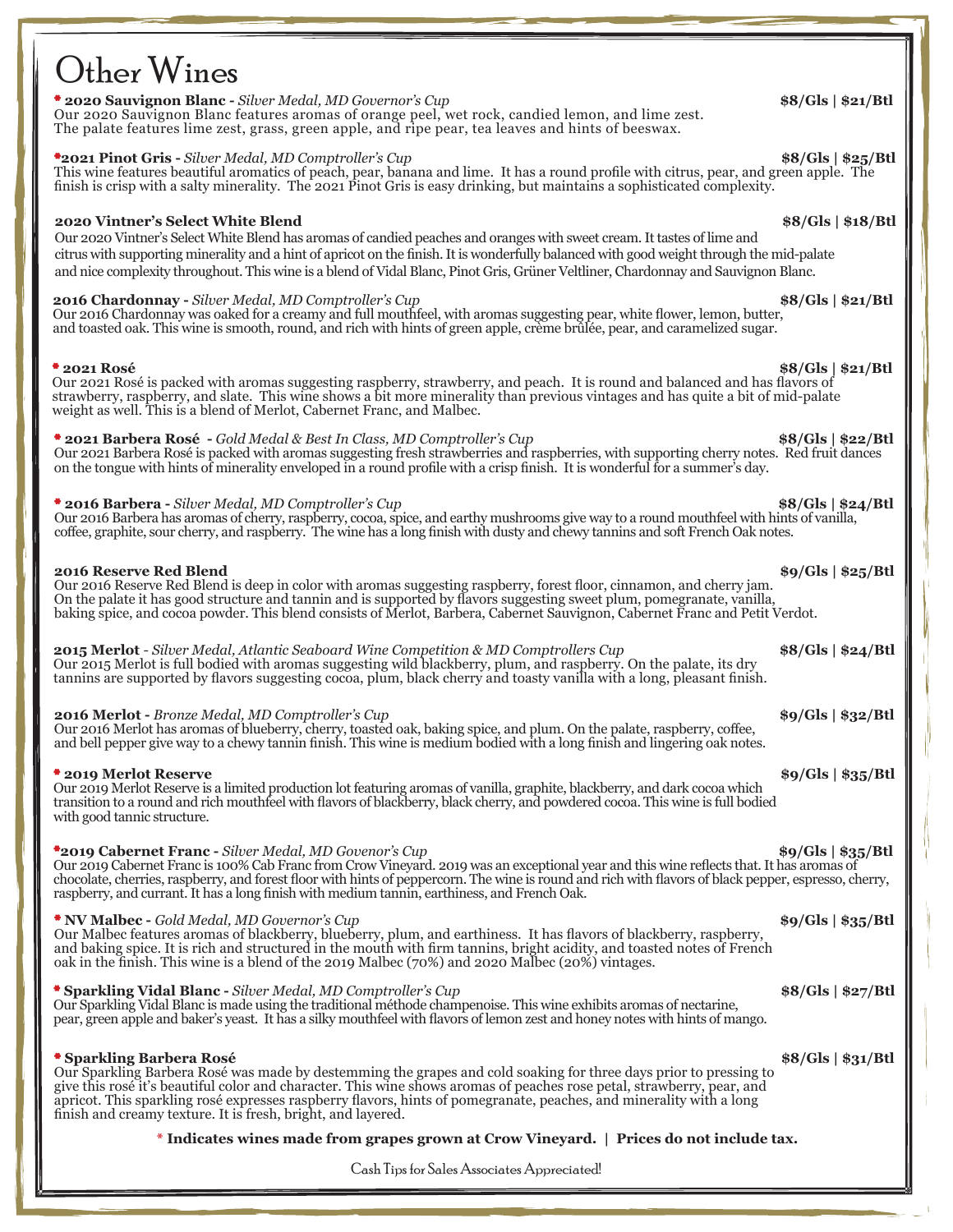# Other Wines

\* **2020 Sauvignon Blanc -** *Silver Medal, MD Governor's Cup* **$8/Gls | $21/Btl**
Our 2020 Sauvignon Blanc features aromas of orange peel, wet rock, candied lemon, and lime zest. The palate features lime zest, grass, green apple, and ripe pear, tea leaves and hints of beeswax.

\***2021 Pinot Gris -** *Silver Medal, MD Comptroller's Cup* **$8/Gls | $25/Btl**
This wine features beautiful aromatics of peach, pear, banana and lime. It has a round profile with citrus, pear, and green apple. The finish is crisp with a salty minerality. The 2021 Pinot Gris is easy drinking, but maintains a sophisticated complexity.

**2020 Vintner's Select White Blend** **$8/Gls | $18/Btl**
Our 2020 Vintner's Select White Blend has aromas of candied peaches and oranges with sweet cream. It tastes of lime and citrus with supporting minerality and a hint of apricot on the finish. It is wonderfully balanced with good weight through the mid-palate and nice complexity throughout. This wine is a blend of Vidal Blanc, Pinot Gris, Grüner Veltliner, Chardonnay and Sauvignon Blanc.

**2016 Chardonnay -** *Silver Medal, MD Comptroller's Cup* **$8/Gls | $21/Btl**
Our 2016 Chardonnay was oaked for a creamy and full mouthfeel, with aromas suggesting pear, white flower, lemon, butter, and toasted oak. This wine is smooth, round, and rich with hints of green apple, crème brûlée, pear, and caramelized sugar.

\* **2021 Rosé** **$8/Gls | $21/Btl**
Our 2021 Rosé is packed with aromas suggesting raspberry, strawberry, and peach. It is round and balanced and has flavors of strawberry, raspberry, and slate. This wine shows a bit more minerality than previous vintages and has quite a bit of mid-palate weight as well. This is a blend of Merlot, Cabernet Franc, and Malbec.

\* **2021 Barbera Rosé -** *Gold Medal & Best In Class, MD Comptroller's Cup* **$8/Gls | $22/Btl**
Our 2021 Barbera Rosé is packed with aromas suggesting fresh strawberries and raspberries, with supporting cherry notes. Red fruit dances on the tongue with hints of minerality enveloped in a round profile with a crisp finish. It is wonderful for a summer's day.

\* **2016 Barbera -** *Silver Medal, MD Comptroller's Cup* **$8/Gls | $24/Btl**
Our 2016 Barbera has aromas of cherry, raspberry, cocoa, spice, and earthy mushrooms give way to a round mouthfeel with hints of vanilla, coffee, graphite, sour cherry, and raspberry. The wine has a long finish with dusty and chewy tannins and soft French Oak notes.

**2016 Reserve Red Blend** **$9/Gls | $25/Btl**
Our 2016 Reserve Red Blend is deep in color with aromas suggesting raspberry, forest floor, cinnamon, and cherry jam. On the palate it has good structure and tannin and is supported by flavors suggesting sweet plum, pomegranate, vanilla, baking spice, and cocoa powder. This blend consists of Merlot, Barbera, Cabernet Sauvignon, Cabernet Franc and Petit Verdot.

**2015 Merlot** - *Silver Medal, Atlantic Seaboard Wine Competition & MD Comptrollers Cup* **$8/Gls | $24/Btl**
Our 2015 Merlot is full bodied with aromas suggesting wild blackberry, plum, and raspberry. On the palate, its dry tannins are supported by flavors suggesting cocoa, plum, black cherry and toasty vanilla with a long, pleasant finish.

**2016 Merlot -** *Bronze Medal, MD Comptroller's Cup* **$9/Gls | $32/Btl**
Our 2016 Merlot has aromas of blueberry, cherry, toasted oak, baking spice, and plum. On the palate, raspberry, coffee, and bell pepper give way to a chewy tannin finish. This wine is medium bodied with a long finish and lingering oak notes.

\* **2019 Merlot Reserve** **$9/Gls | $35/Btl**
Our 2019 Merlot Reserve is a limited production lot featuring aromas of vanilla, graphite, blackberry, and dark cocoa which transition to a round and rich mouthfeel with flavors of blackberry, black cherry, and powdered cocoa. This wine is full bodied with good tannic structure.

\***2019 Cabernet Franc -** *Silver Medal, MD Govenor's Cup* **$9/Gls | $35/Btl**
Our 2019 Cabernet Franc is 100% Cab Franc from Crow Vineyard. 2019 was an exceptional year and this wine reflects that. It has aromas of chocolate, cherries, raspberry, and forest floor with hints of peppercorn. The wine is round and rich with flavors of black pepper, espresso, cherry, raspberry, and currant. It has a long finish with medium tannin, earthiness, and French Oak.

\* **NV Malbec -** *Gold Medal, MD Governor's Cup* **$9/Gls | $35/Btl**
Our Malbec features aromas of blackberry, blueberry, plum, and earthiness. It has flavors of blackberry, raspberry, and baking spice. It is rich and structured in the mouth with firm tannins, bright acidity, and toasted notes of French oak in the finish. This wine is a blend of the 2019 Malbec (70%) and 2020 Malbec (20%) vintages.

\* **Sparkling Vidal Blanc -** *Silver Medal, MD Comptroller's Cup* **$8/Gls | $27/Btl**
Our Sparkling Vidal Blanc is made using the traditional méthode champenoise. This wine exhibits aromas of nectarine, pear, green apple and baker's yeast. It has a silky mouthfeel with flavors of lemon zest and honey notes with hints of mango.

\* **Sparkling Barbera Rosé** **$8/Gls | $31/Btl**
Our Sparkling Barbera Rosé was made by destemming the grapes and cold soaking for three days prior to pressing to give this rosé it's beautiful color and character. This wine shows aromas of peaches rose petal, strawberry, pear, and apricot. This sparkling rosé expresses raspberry flavors, hints of pomegranate, peaches, and minerality with a long finish and creamy texture. It is fresh, bright, and layered.

\* **Indicates wines made from grapes grown at Crow Vineyard. | Prices do not include tax.**

Cash Tips for Sales Associates Appreciated!